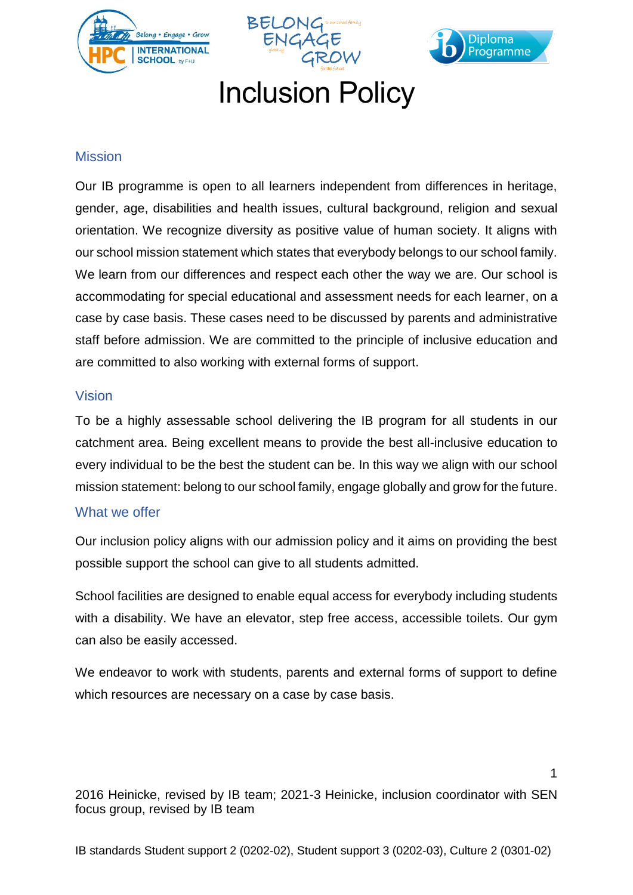# Inclusion Policy

## Mission

Our IB programme is open to all learners independent from differences in heritage, gender, age, disabilities and health issues, cultural background, religion and sexual orientation. We recognize diversity as positive value of human society. It aligns with our school mission statement which states that everybody belongs to our school family. We learn from our differences and respect each other the way we are. Our school is accommodating for special educational and assessment needs for each learner, on a case by case basis. These cases need to be discussed by parents and administrative staff before admission. We are committed to the principle of inclusive education and are committed to also working with external forms of support.

## Vision

To be a highly assessable school delivering the IB program for all students in our catchment area. Being excellent means to provide the best all-inclusive education to every individual to be the best the student can be. In this way we align with our school mission statement: belong to our school family, engage globally and grow for the future.

## What we offer

Our inclusion policy aligns with our admission policy and it aims on providing the best possible support the school can give to all students admitted.

School facilities are designed to enable equal access for everybody including students with a disability. We have an elevator, step free access, accessible toilets. Our gym can also be easily accessed.

We endeavor to work with students, parents and external forms of support to define which resources are necessary on a case by case basis.

2016 Heinicke, revised by IB team; 2021-3 Heinicke, inclusion coordinator with SEN focus group, revised by IB team

IB standards Student support 2 (0202-02), Student support 3 (0202-03), Culture 2 (0301-02)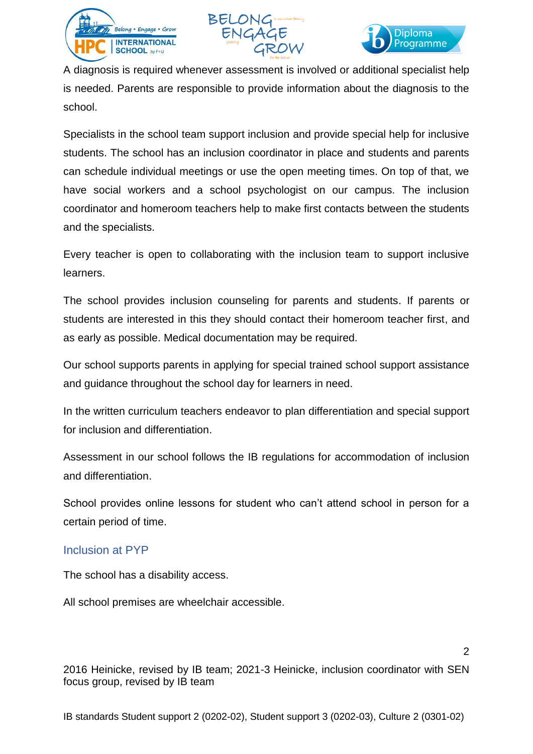A diagnosis is required whenever assessment is involved or additional specialist help is needed. Parents are responsible to provide information about the diagnosis to the school.

Specialists in the school team support inclusion and provide special help for inclusive students. The school has an inclusion coordinator in place and students and parents can schedule individual meetings or use the open meeting times. On top of that, we have social workers and a school psychologist on our campus. The inclusion coordinator and homeroom teachers help to make first contacts between the students and the specialists.

Every teacher is open to collaborating with the inclusion team to support inclusive learners.

The school provides inclusion counseling for parents and students. If parents or students are interested in this they should contact their homeroom teacher first, and as early as possible. Medical documentation may be required.

Our school supports parents in applying for special trained school support assistance and guidance throughout the school day for learners in need.

In the written curriculum teachers endeavor to plan differentiation and special support for inclusion and differentiation.

Assessment in our school follows the IB regulations for accommodation of inclusion and differentiation.

School provides online lessons for student who can't attend school in person for a certain period of time.

## Inclusion at PYP

The school has a disability access.

All school premises are wheelchair accessible.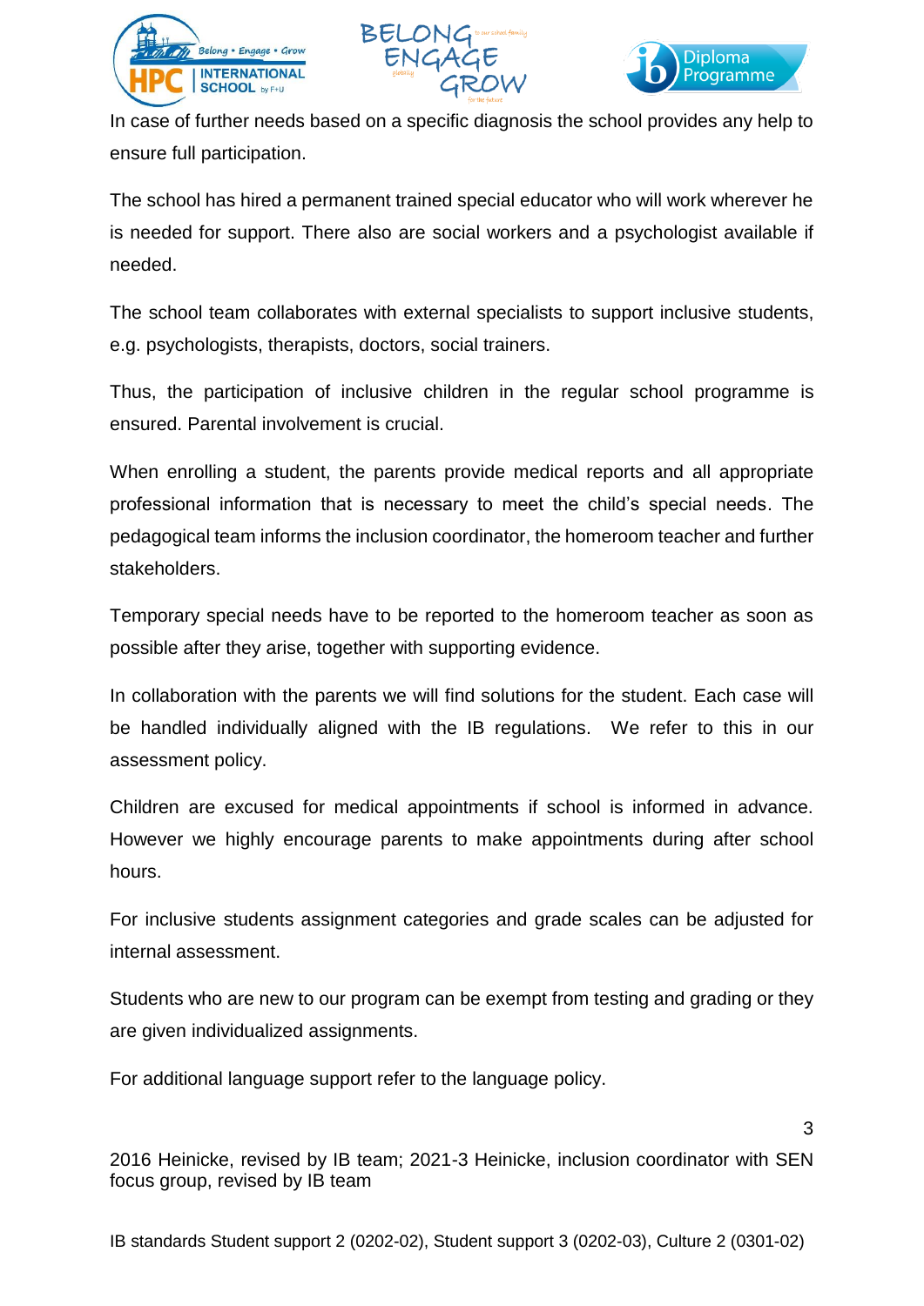In case of further needs based on a specific diagnosis the school provides any help to ensure full participation.

The school has hired a permanent trained special educator who will work wherever he is needed for support. There also are social workers and a psychologist available if needed.

The school team collaborates with external specialists to support inclusive students, e.g. psychologists, therapists, doctors, social trainers.

Thus, the participation of inclusive children in the regular school programme is ensured. Parental involvement is crucial.

When enrolling a student, the parents provide medical reports and all appropriate professional information that is necessary to meet the child's special needs. The pedagogical team informs the inclusion coordinator, the homeroom teacher and further stakeholders.

Temporary special needs have to be reported to the homeroom teacher as soon as possible after they arise, together with supporting evidence.

In collaboration with the parents we will find solutions for the student. Each case will be handled individually aligned with the IB regulations.  We refer to this in our assessment policy.

Children are excused for medical appointments if school is informed in advance. However we highly encourage parents to make appointments during after school hours.

For inclusive students assignment categories and grade scales can be adjusted for internal assessment.

Students who are new to our program can be exempt from testing and grading or they are given individualized assignments.

For additional language support refer to the language policy.

2016 Heinicke, revised by IB team; 2021-3 Heinicke, inclusion coordinator with SEN focus group, revised by IB team

IB standards Student support 2 (0202-02), Student support 3 (0202-03), Culture 2 (0301-02)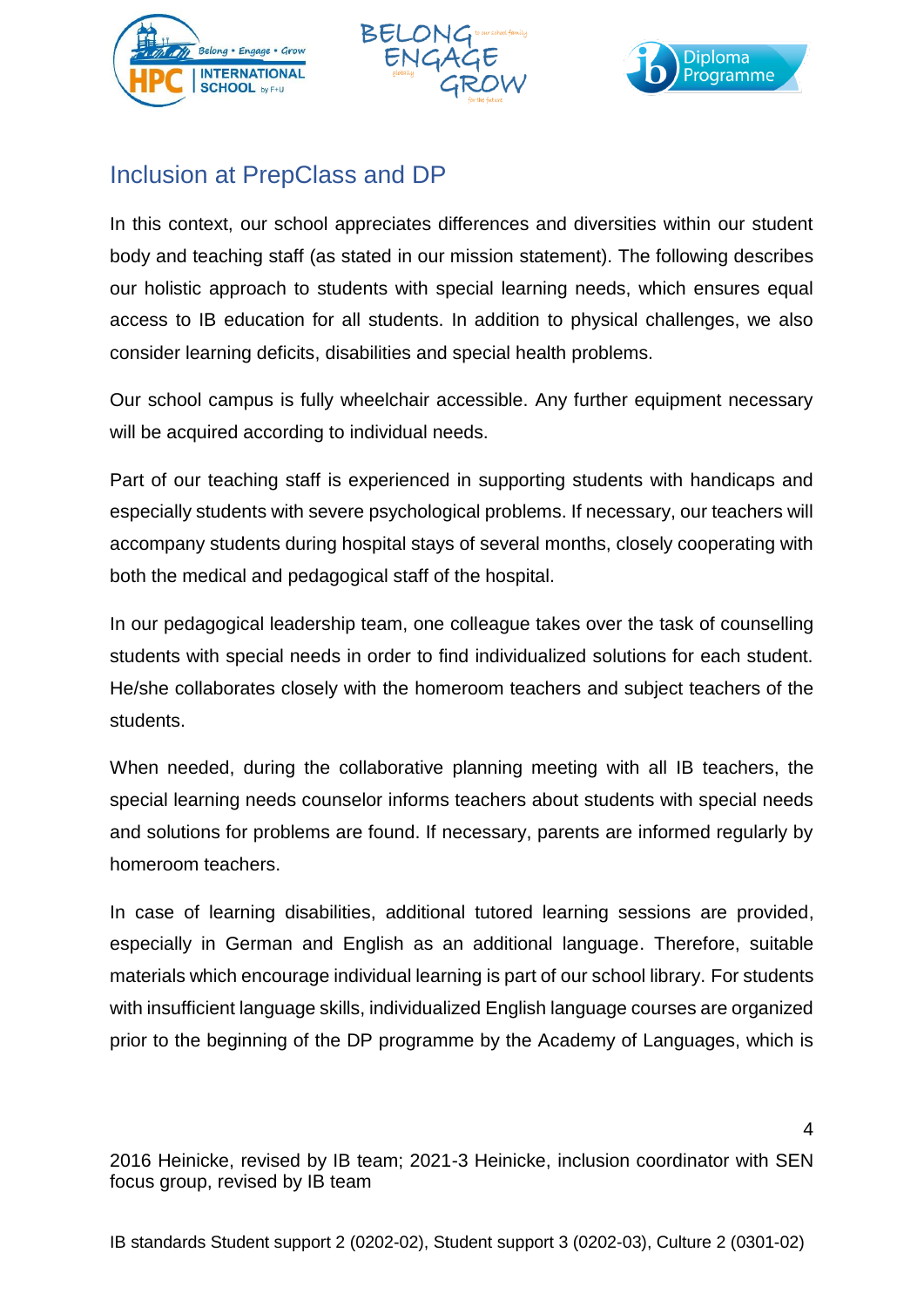## Inclusion at PrepClass and DP

In this context, our school appreciates differences and diversities within our student body and teaching staff (as stated in our mission statement). The following describes our holistic approach to students with special learning needs, which ensures equal access to IB education for all students. In addition to physical challenges, we also consider learning deficits, disabilities and special health problems.

Our school campus is fully wheelchair accessible. Any further equipment necessary will be acquired according to individual needs.

Part of our teaching staff is experienced in supporting students with handicaps and especially students with severe psychological problems. If necessary, our teachers will accompany students during hospital stays of several months, closely cooperating with both the medical and pedagogical staff of the hospital.

In our pedagogical leadership team, one colleague takes over the task of counselling students with special needs in order to find individualized solutions for each student. He/she collaborates closely with the homeroom teachers and subject teachers of the students.

When needed, during the collaborative planning meeting with all IB teachers, the special learning needs counselor informs teachers about students with special needs and solutions for problems are found. If necessary, parents are informed regularly by homeroom teachers.

In case of learning disabilities, additional tutored learning sessions are provided, especially in German and English as an additional language. Therefore, suitable materials which encourage individual learning is part of our school library. For students with insufficient language skills, individualized English language courses are organized prior to the beginning of the DP programme by the Academy of Languages, which is

2016 Heinicke, revised by IB team; 2021-3 Heinicke, inclusion coordinator with SEN focus group, revised by IB team

IB standards Student support 2 (0202-02), Student support 3 (0202-03), Culture 2 (0301-02)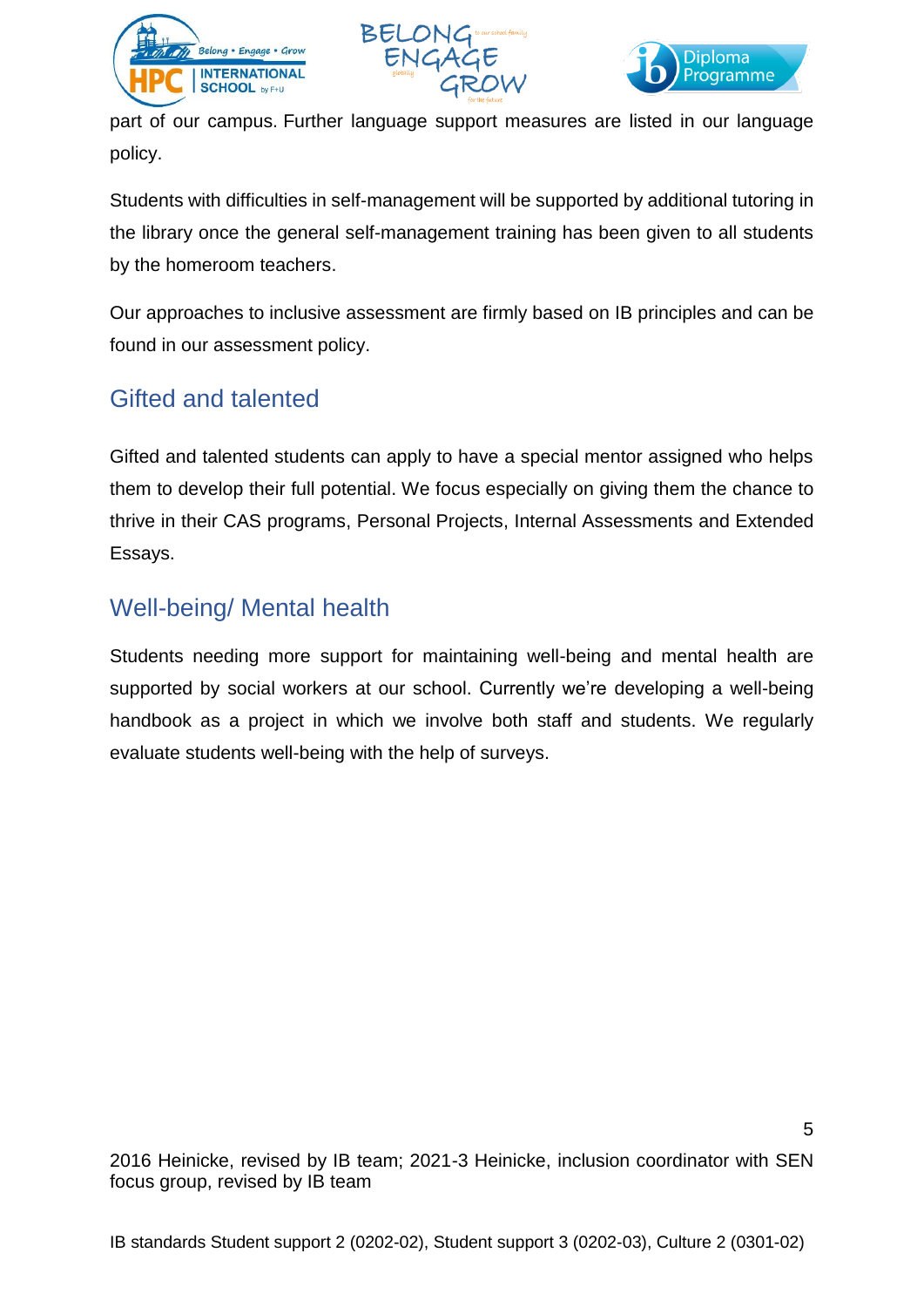part of our campus. Further language support measures are listed in our language policy.

Students with difficulties in self-management will be supported by additional tutoring in the library once the general self-management training has been given to all students by the homeroom teachers.

Our approaches to inclusive assessment are firmly based on IB principles and can be found in our assessment policy.

## Gifted and talented

Gifted and talented students can apply to have a special mentor assigned who helps them to develop their full potential. We focus especially on giving them the chance to thrive in their CAS programs, Personal Projects, Internal Assessments and Extended Essays.

## Well-being/ Mental health

Students needing more support for maintaining well-being and mental health are supported by social workers at our school. Currently we're developing a well-being handbook as a project in which we involve both staff and students. We regularly evaluate students well-being with the help of surveys.

2016 Heinicke, revised by IB team; 2021-3 Heinicke, inclusion coordinator with SEN focus group, revised by IB team

IB standards Student support 2 (0202-02), Student support 3 (0202-03), Culture 2 (0301-02)